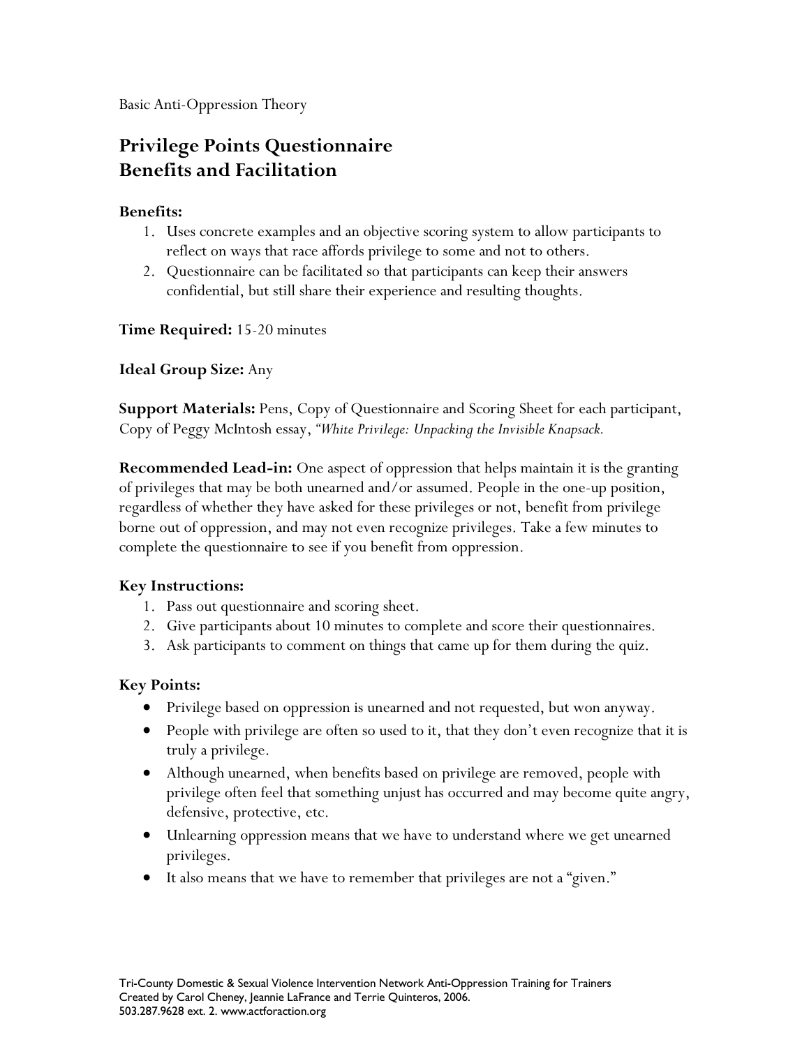Basic Anti-Oppression Theory

# Privilege Points Questionnaire
# Benefits and Facilitation

**Benefits:**

1. Uses concrete examples and an objective scoring system to allow participants to reflect on ways that race affords privilege to some and not to others.
2. Questionnaire can be facilitated so that participants can keep their answers confidential, but still share their experience and resulting thoughts.

**Time Required:** 15-20 minutes

**Ideal Group Size:** Any

**Support Materials:** Pens, Copy of Questionnaire and Scoring Sheet for each participant, Copy of Peggy McIntosh essay, *"White Privilege: Unpacking the Invisible Knapsack.*

**Recommended Lead-in:** One aspect of oppression that helps maintain it is the granting of privileges that may be both unearned and/or assumed. People in the one-up position, regardless of whether they have asked for these privileges or not, benefit from privilege borne out of oppression, and may not even recognize privileges. Take a few minutes to complete the questionnaire to see if you benefit from oppression.

**Key Instructions:**

1. Pass out questionnaire and scoring sheet.
2. Give participants about 10 minutes to complete and score their questionnaires.
3. Ask participants to comment on things that came up for them during the quiz.

**Key Points:**

- Privilege based on oppression is unearned and not requested, but won anyway.
- People with privilege are often so used to it, that they don't even recognize that it is truly a privilege.
- Although unearned, when benefits based on privilege are removed, people with privilege often feel that something unjust has occurred and may become quite angry, defensive, protective, etc.
- Unlearning oppression means that we have to understand where we get unearned privileges.
- It also means that we have to remember that privileges are not a "given."

Tri-County Domestic & Sexual Violence Intervention Network Anti-Oppression Training for Trainers
Created by Carol Cheney, Jeannie LaFrance and Terrie Quinteros, 2006.
503.287.9628 ext. 2. www.actforaction.org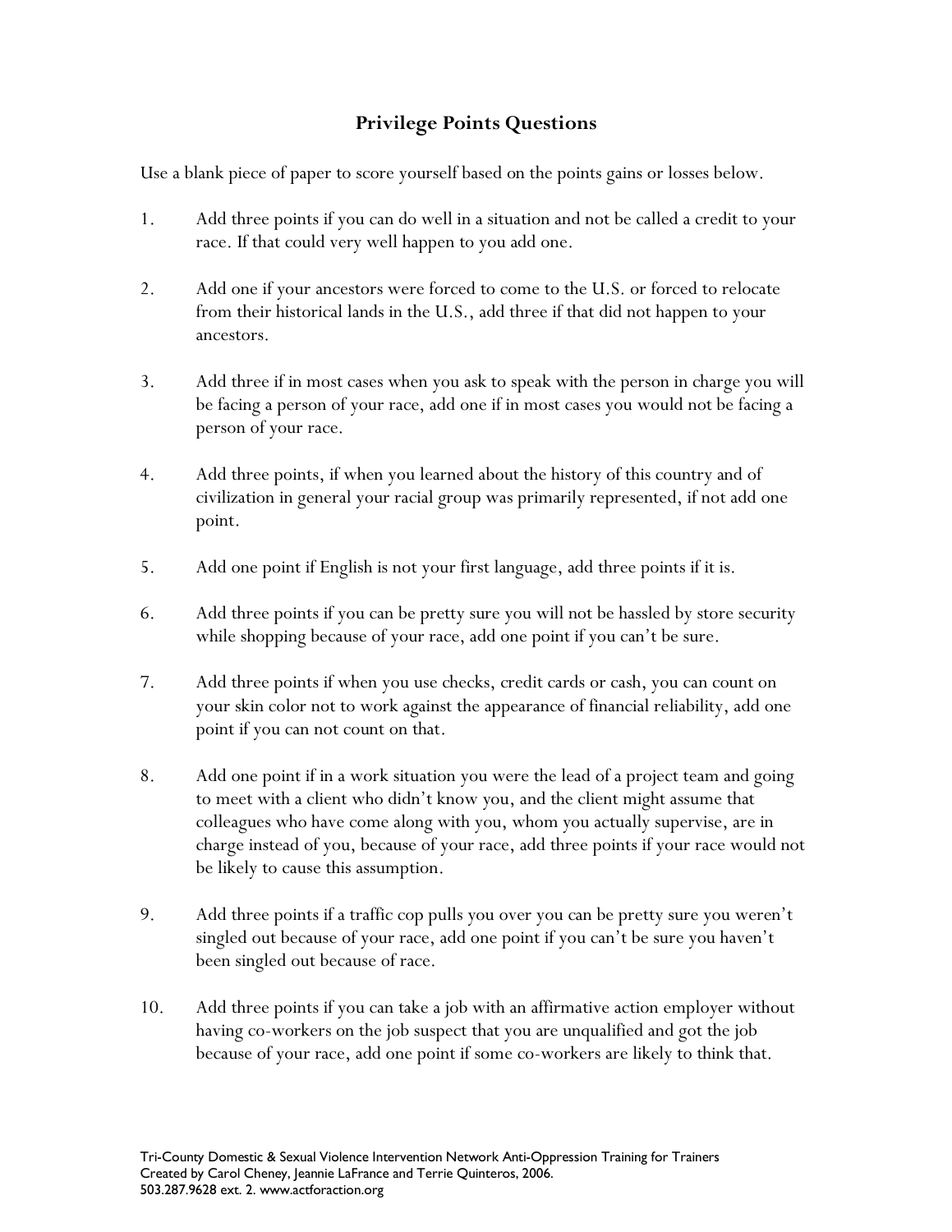## Privilege Points Questions

Use a blank piece of paper to score yourself based on the points gains or losses below.

1. Add three points if you can do well in a situation and not be called a credit to your race. If that could very well happen to you add one.

2. Add one if your ancestors were forced to come to the U.S. or forced to relocate from their historical lands in the U.S., add three if that did not happen to your ancestors.

3. Add three if in most cases when you ask to speak with the person in charge you will be facing a person of your race, add one if in most cases you would not be facing a person of your race.

4. Add three points, if when you learned about the history of this country and of civilization in general your racial group was primarily represented, if not add one point.

5. Add one point if English is not your first language, add three points if it is.

6. Add three points if you can be pretty sure you will not be hassled by store security while shopping because of your race, add one point if you can't be sure.

7. Add three points if when you use checks, credit cards or cash, you can count on your skin color not to work against the appearance of financial reliability, add one point if you can not count on that.

8. Add one point if in a work situation you were the lead of a project team and going to meet with a client who didn't know you, and the client might assume that colleagues who have come along with you, whom you actually supervise, are in charge instead of you, because of your race, add three points if your race would not be likely to cause this assumption.

9. Add three points if a traffic cop pulls you over you can be pretty sure you weren't singled out because of your race, add one point if you can't be sure you haven't been singled out because of race.

10. Add three points if you can take a job with an affirmative action employer without having co-workers on the job suspect that you are unqualified and got the job because of your race, add one point if some co-workers are likely to think that.

Tri-County Domestic & Sexual Violence Intervention Network Anti-Oppression Training for Trainers
Created by Carol Cheney, Jeannie LaFrance and Terrie Quinteros, 2006.
503.287.9628 ext. 2. www.actforaction.org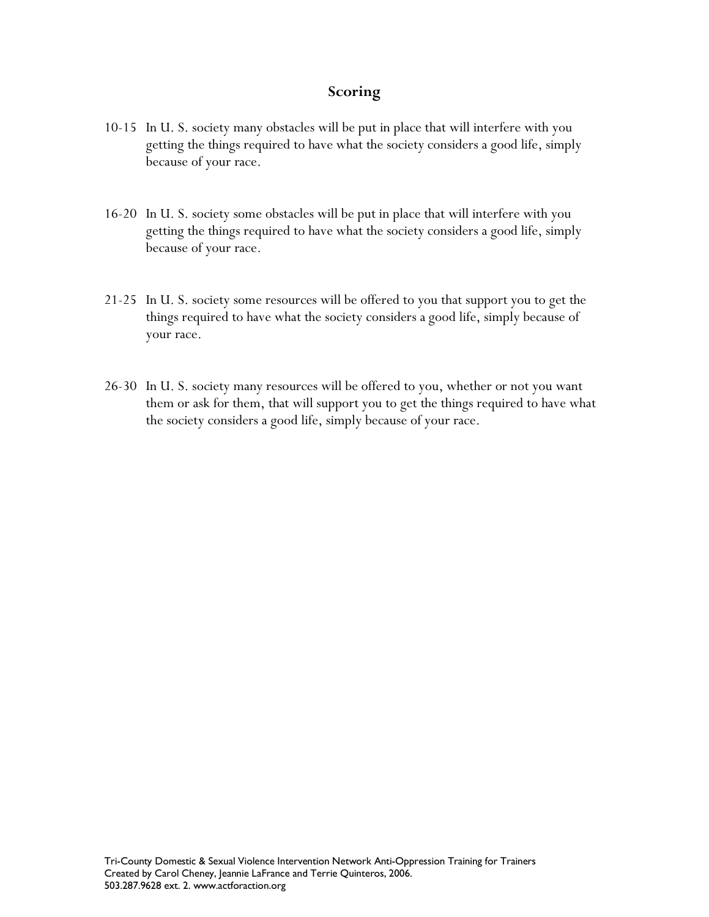## Scoring

10-15 In U. S. society many obstacles will be put in place that will interfere with you getting the things required to have what the society considers a good life, simply because of your race.

16-20 In U. S. society some obstacles will be put in place that will interfere with you getting the things required to have what the society considers a good life, simply because of your race.

21-25 In U. S. society some resources will be offered to you that support you to get the things required to have what the society considers a good life, simply because of your race.

26-30 In U. S. society many resources will be offered to you, whether or not you want them or ask for them, that will support you to get the things required to have what the society considers a good life, simply because of your race.

Tri-County Domestic & Sexual Violence Intervention Network Anti-Oppression Training for Trainers
Created by Carol Cheney, Jeannie LaFrance and Terrie Quinteros, 2006.
503.287.9628 ext. 2. www.actforaction.org